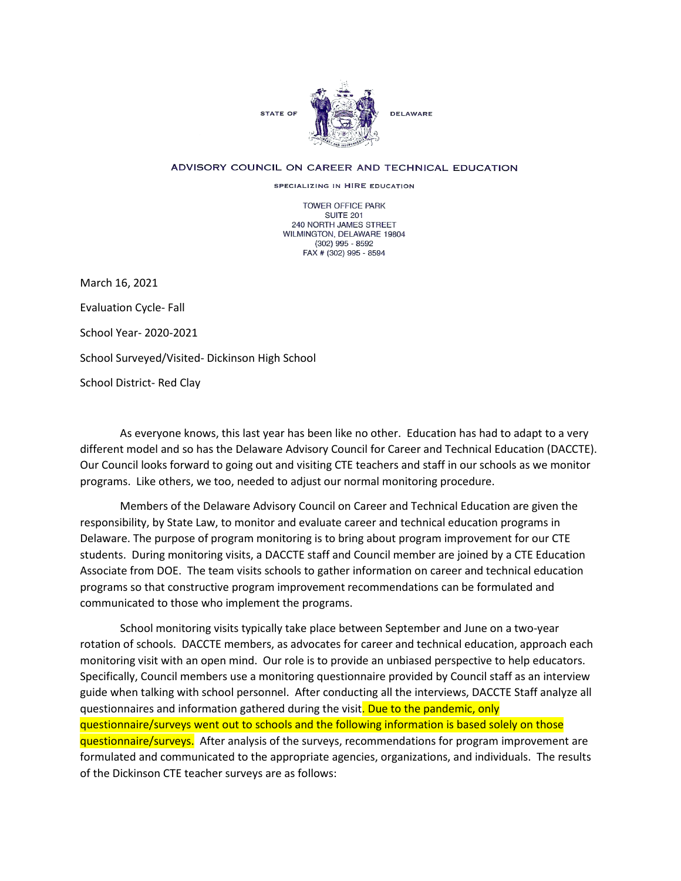STATE OF DELAWARE

ADVISORY COUNCIL ON CAREER AND TECHNICAL EDUCATION

SPECIALIZING IN HIRE EDUCATION

TOWER OFFICE PARK
SUITE 201
240 NORTH JAMES STREET
WILMINGTON, DELAWARE 19804
(302) 995 - 8592
FAX # (302) 995 - 8594

March 16, 2021

Evaluation Cycle- Fall

School Year- 2020-2021

School Surveyed/Visited- Dickinson High School

School District- Red Clay

As everyone knows, this last year has been like no other. Education has had to adapt to a very different model and so has the Delaware Advisory Council for Career and Technical Education (DACCTE). Our Council looks forward to going out and visiting CTE teachers and staff in our schools as we monitor programs. Like others, we too, needed to adjust our normal monitoring procedure.

Members of the Delaware Advisory Council on Career and Technical Education are given the responsibility, by State Law, to monitor and evaluate career and technical education programs in Delaware. The purpose of program monitoring is to bring about program improvement for our CTE students. During monitoring visits, a DACCTE staff and Council member are joined by a CTE Education Associate from DOE. The team visits schools to gather information on career and technical education programs so that constructive program improvement recommendations can be formulated and communicated to those who implement the programs.

School monitoring visits typically take place between September and June on a two-year rotation of schools. DACCTE members, as advocates for career and technical education, approach each monitoring visit with an open mind. Our role is to provide an unbiased perspective to help educators. Specifically, Council members use a monitoring questionnaire provided by Council staff as an interview guide when talking with school personnel. After conducting all the interviews, DACCTE Staff analyze all questionnaires and information gathered during the visit. Due to the pandemic, only questionnaire/surveys went out to schools and the following information is based solely on those questionnaire/surveys. After analysis of the surveys, recommendations for program improvement are formulated and communicated to the appropriate agencies, organizations, and individuals. The results of the Dickinson CTE teacher surveys are as follows: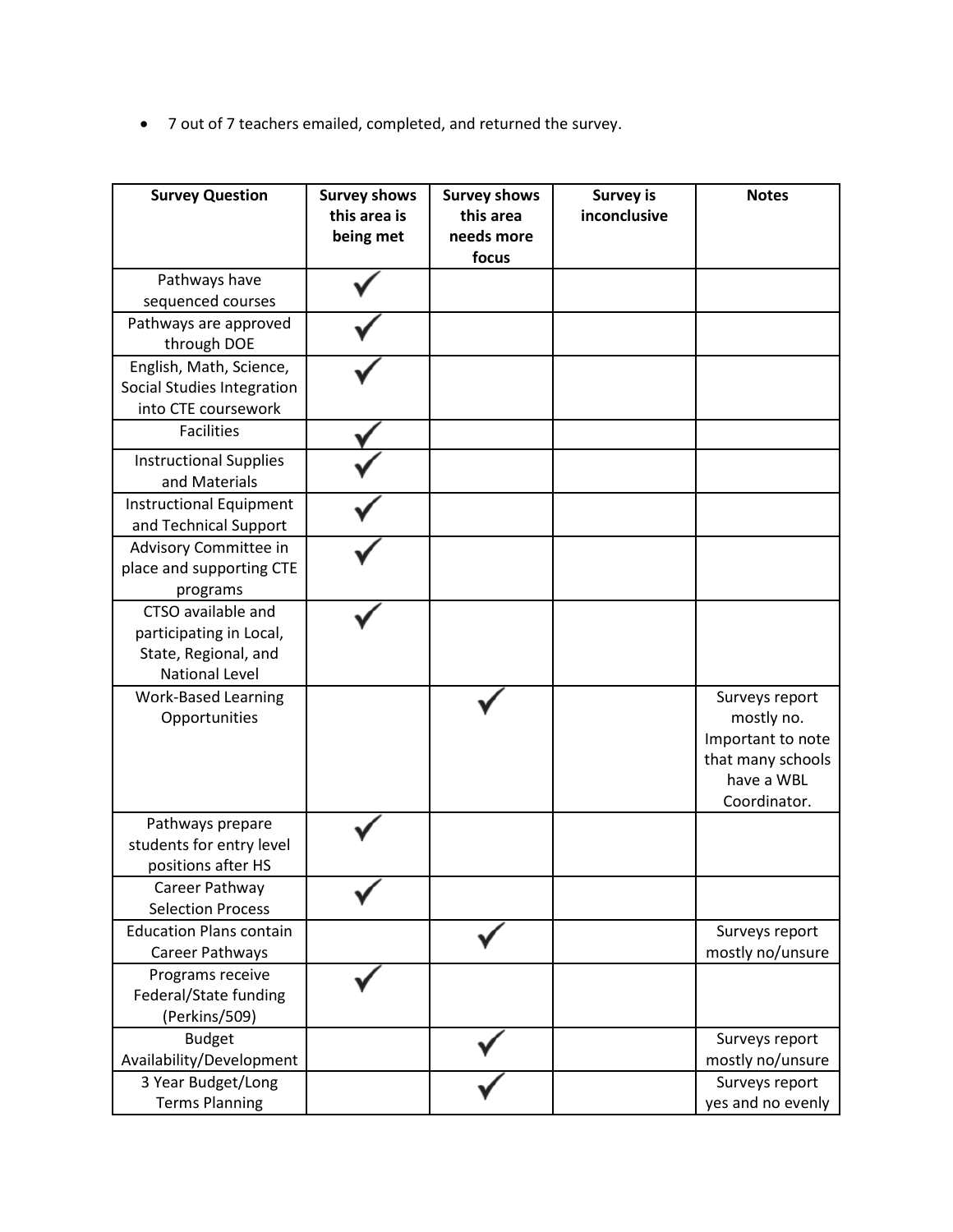- 7 out of 7 teachers emailed, completed, and returned the survey.

| Survey Question | Survey shows this area is being met | Survey shows this area needs more focus | Survey is inconclusive | Notes |
|---|---|---|---|---|
| Pathways have sequenced courses | ✓ | | | |
| Pathways are approved through DOE | ✓ | | | |
| English, Math, Science, Social Studies Integration into CTE coursework | ✓ | | | |
| Facilities | ✓ | | | |
| Instructional Supplies and Materials | ✓ | | | |
| Instructional Equipment and Technical Support | ✓ | | | |
| Advisory Committee in place and supporting CTE programs | ✓ | | | |
| CTSO available and participating in Local, State, Regional, and National Level | ✓ | | | |
| Work-Based Learning Opportunities | | ✓ | | Surveys report mostly no. Important to note that many schools have a WBL Coordinator. |
| Pathways prepare students for entry level positions after HS | ✓ | | | |
| Career Pathway Selection Process | ✓ | | | |
| Education Plans contain Career Pathways | | ✓ | | Surveys report mostly no/unsure |
| Programs receive Federal/State funding (Perkins/509) | ✓ | | | |
| Budget Availability/Development | | ✓ | | Surveys report mostly no/unsure |
| 3 Year Budget/Long Terms Planning | | ✓ | | Surveys report yes and no evenly |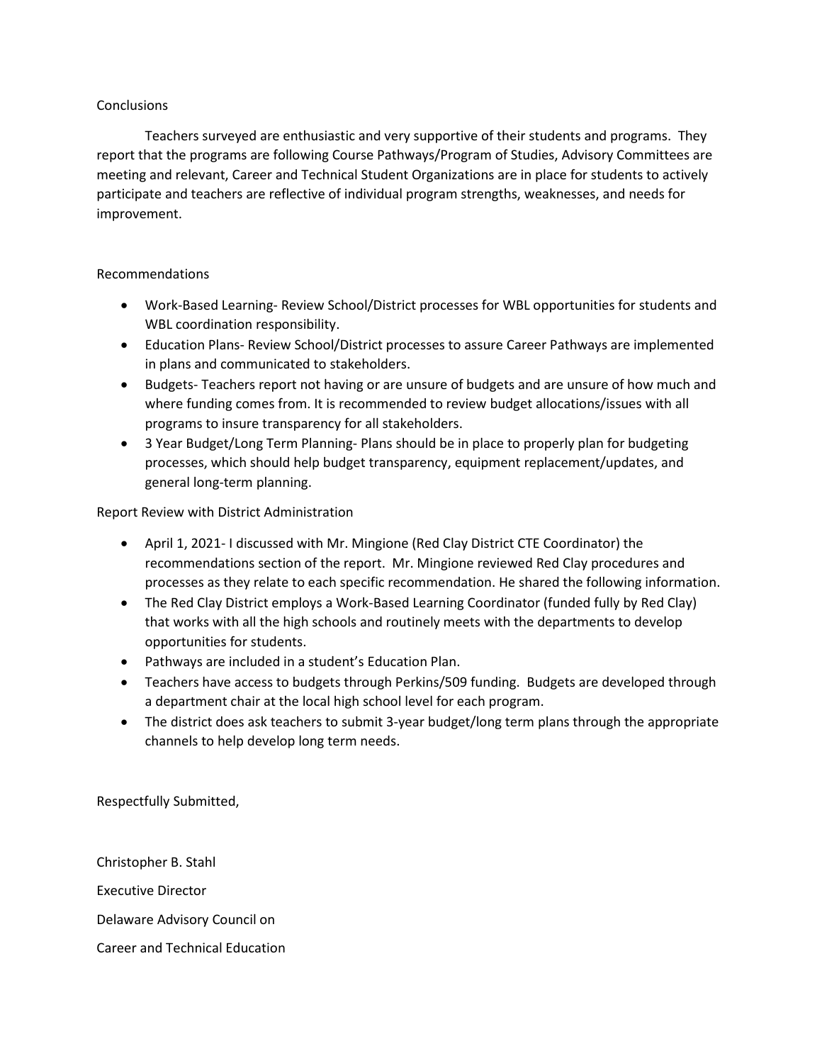## Conclusions

Teachers surveyed are enthusiastic and very supportive of their students and programs. They report that the programs are following Course Pathways/Program of Studies, Advisory Committees are meeting and relevant, Career and Technical Student Organizations are in place for students to actively participate and teachers are reflective of individual program strengths, weaknesses, and needs for improvement.

## Recommendations

- Work-Based Learning- Review School/District processes for WBL opportunities for students and WBL coordination responsibility.
- Education Plans- Review School/District processes to assure Career Pathways are implemented in plans and communicated to stakeholders.
- Budgets- Teachers report not having or are unsure of budgets and are unsure of how much and where funding comes from. It is recommended to review budget allocations/issues with all programs to insure transparency for all stakeholders.
- 3 Year Budget/Long Term Planning- Plans should be in place to properly plan for budgeting processes, which should help budget transparency, equipment replacement/updates, and general long-term planning.

## Report Review with District Administration

- April 1, 2021- I discussed with Mr. Mingione (Red Clay District CTE Coordinator) the recommendations section of the report. Mr. Mingione reviewed Red Clay procedures and processes as they relate to each specific recommendation. He shared the following information.
- The Red Clay District employs a Work-Based Learning Coordinator (funded fully by Red Clay) that works with all the high schools and routinely meets with the departments to develop opportunities for students.
- Pathways are included in a student's Education Plan.
- Teachers have access to budgets through Perkins/509 funding. Budgets are developed through a department chair at the local high school level for each program.
- The district does ask teachers to submit 3-year budget/long term plans through the appropriate channels to help develop long term needs.

Respectfully Submitted,

Christopher B. Stahl

Executive Director

Delaware Advisory Council on

Career and Technical Education